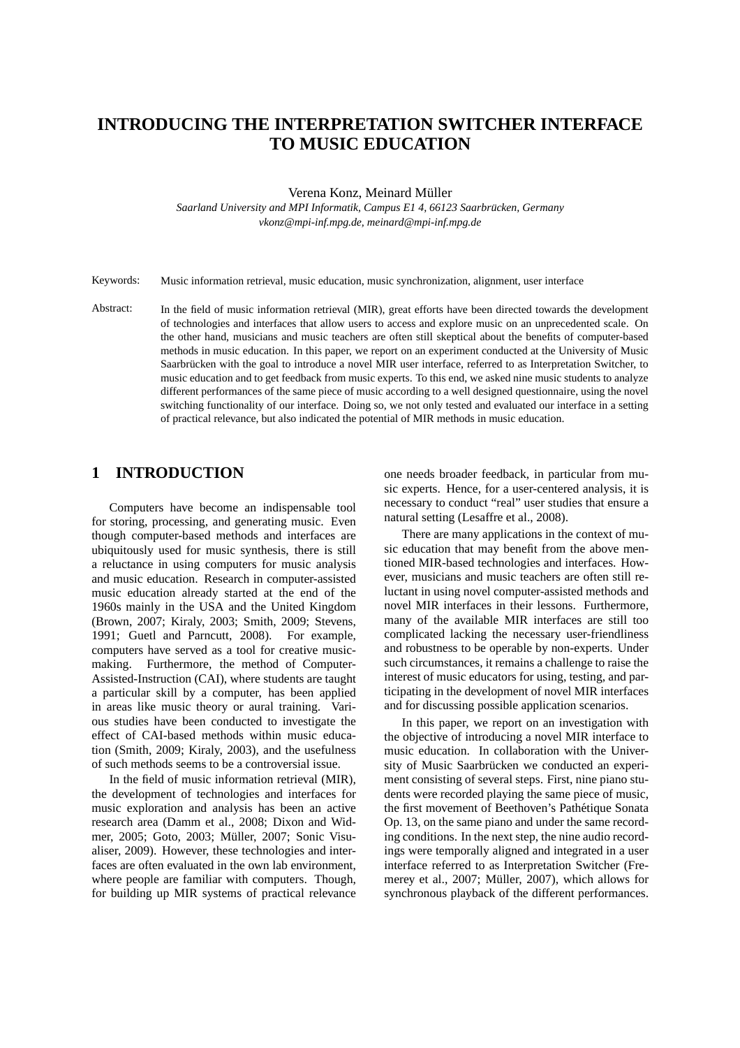# INTRODUCING THE INTERPRETATION SWITCHER INTERFACE TO MUSIC EDUCATION

Verena Konz, Meinard Müller

*Saarland University and MPI Informatik, Campus E1 4, 66123 Saarbrücken, Germany*
*vkonz@mpi-inf.mpg.de, meinard@mpi-inf.mpg.de*

Keywords: Music information retrieval, music education, music synchronization, alignment, user interface

Abstract: In the field of music information retrieval (MIR), great efforts have been directed towards the development of technologies and interfaces that allow users to access and explore music on an unprecedented scale. On the other hand, musicians and music teachers are often still skeptical about the benefits of computer-based methods in music education. In this paper, we report on an experiment conducted at the University of Music Saarbrücken with the goal to introduce a novel MIR user interface, referred to as Interpretation Switcher, to music education and to get feedback from music experts. To this end, we asked nine music students to analyze different performances of the same piece of music according to a well designed questionnaire, using the novel switching functionality of our interface. Doing so, we not only tested and evaluated our interface in a setting of practical relevance, but also indicated the potential of MIR methods in music education.

## 1 INTRODUCTION

Computers have become an indispensable tool for storing, processing, and generating music. Even though computer-based methods and interfaces are ubiquitously used for music synthesis, there is still a reluctance in using computers for music analysis and music education. Research in computer-assisted music education already started at the end of the 1960s mainly in the USA and the United Kingdom (Brown, 2007; Kiraly, 2003; Smith, 2009; Stevens, 1991; Guetl and Parncutt, 2008). For example, computers have served as a tool for creative music-making. Furthermore, the method of Computer-Assisted-Instruction (CAI), where students are taught a particular skill by a computer, has been applied in areas like music theory or aural training. Various studies have been conducted to investigate the effect of CAI-based methods within music education (Smith, 2009; Kiraly, 2003), and the usefulness of such methods seems to be a controversial issue.

In the field of music information retrieval (MIR), the development of technologies and interfaces for music exploration and analysis has been an active research area (Damm et al., 2008; Dixon and Widmer, 2005; Goto, 2003; Müller, 2007; Sonic Visualiser, 2009). However, these technologies and interfaces are often evaluated in the own lab environment, where people are familiar with computers. Though, for building up MIR systems of practical relevance one needs broader feedback, in particular from music experts. Hence, for a user-centered analysis, it is necessary to conduct "real" user studies that ensure a natural setting (Lesaffre et al., 2008).

There are many applications in the context of music education that may benefit from the above mentioned MIR-based technologies and interfaces. However, musicians and music teachers are often still reluctant in using novel computer-assisted methods and novel MIR interfaces in their lessons. Furthermore, many of the available MIR interfaces are still too complicated lacking the necessary user-friendliness and robustness to be operable by non-experts. Under such circumstances, it remains a challenge to raise the interest of music educators for using, testing, and participating in the development of novel MIR interfaces and for discussing possible application scenarios.

In this paper, we report on an investigation with the objective of introducing a novel MIR interface to music education. In collaboration with the University of Music Saarbrücken we conducted an experiment consisting of several steps. First, nine piano students were recorded playing the same piece of music, the first movement of Beethoven's Pathétique Sonata Op. 13, on the same piano and under the same recording conditions. In the next step, the nine audio recordings were temporally aligned and integrated in a user interface referred to as Interpretation Switcher (Fremerey et al., 2007; Müller, 2007), which allows for synchronous playback of the different performances.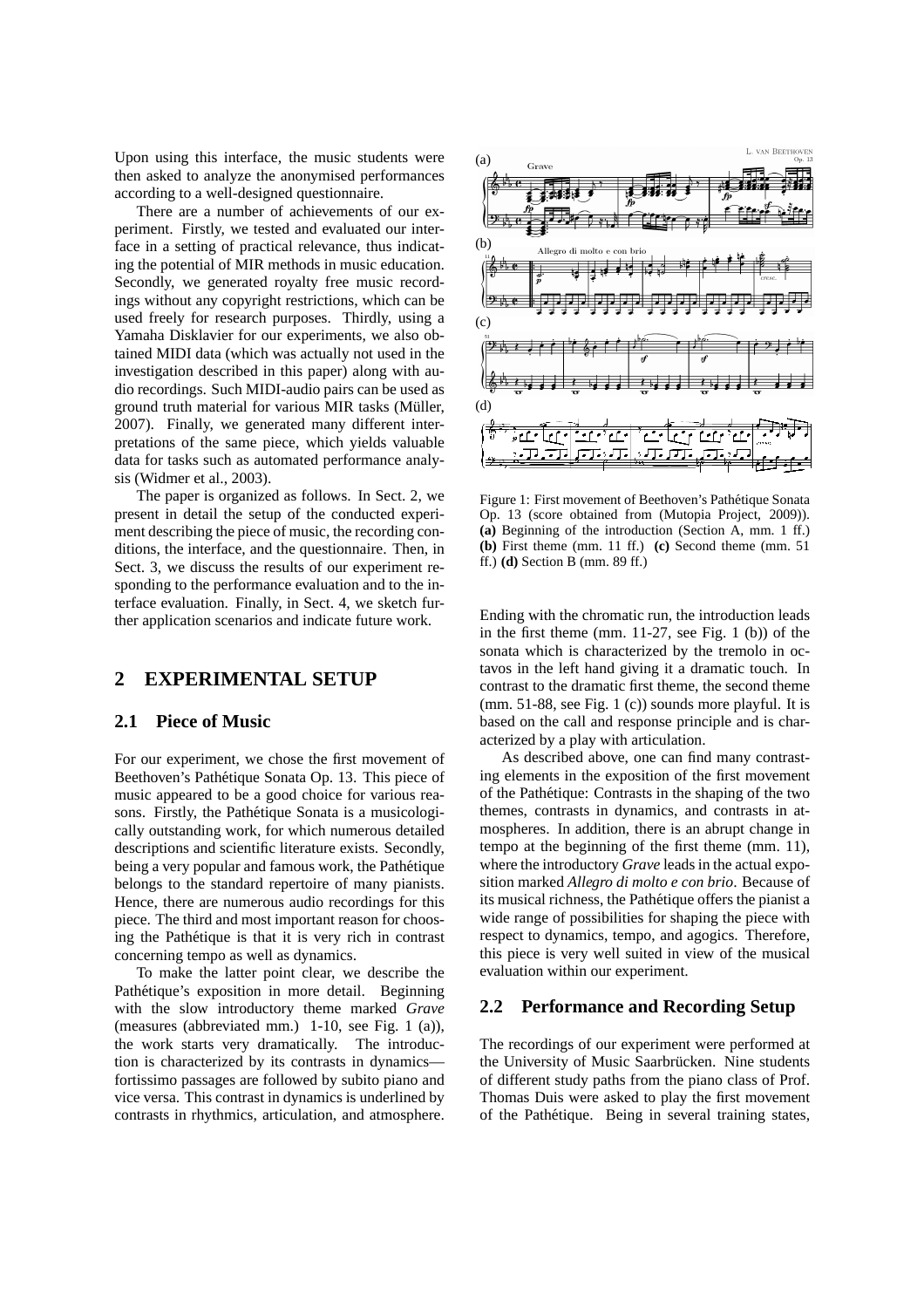Upon using this interface, the music students were then asked to analyze the anonymised performances according to a well-designed questionnaire.

There are a number of achievements of our experiment. Firstly, we tested and evaluated our interface in a setting of practical relevance, thus indicating the potential of MIR methods in music education. Secondly, we generated royalty free music recordings without any copyright restrictions, which can be used freely for research purposes. Thirdly, using a Yamaha Disklavier for our experiments, we also obtained MIDI data (which was actually not used in the investigation described in this paper) along with audio recordings. Such MIDI-audio pairs can be used as ground truth material for various MIR tasks (Müller, 2007). Finally, we generated many different interpretations of the same piece, which yields valuable data for tasks such as automated performance analysis (Widmer et al., 2003).

The paper is organized as follows. In Sect. 2, we present in detail the setup of the conducted experiment describing the piece of music, the recording conditions, the interface, and the questionnaire. Then, in Sect. 3, we discuss the results of our experiment responding to the performance evaluation and to the interface evaluation. Finally, in Sect. 4, we sketch further application scenarios and indicate future work.

## 2 EXPERIMENTAL SETUP

### 2.1 Piece of Music

For our experiment, we chose the first movement of Beethoven's Pathétique Sonata Op. 13. This piece of music appeared to be a good choice for various reasons. Firstly, the Pathétique Sonata is a musicologically outstanding work, for which numerous detailed descriptions and scientific literature exists. Secondly, being a very popular and famous work, the Pathétique belongs to the standard repertoire of many pianists. Hence, there are numerous audio recordings for this piece. The third and most important reason for choosing the Pathétique is that it is very rich in contrast concerning tempo as well as dynamics.

To make the latter point clear, we describe the Pathétique's exposition in more detail. Beginning with the slow introductory theme marked *Grave* (measures (abbreviated mm.) 1-10, see Fig. 1 (a)), the work starts very dramatically. The introduction is characterized by its contrasts in dynamics—fortissimo passages are followed by subito piano and vice versa. This contrast in dynamics is underlined by contrasts in rhythmics, articulation, and atmosphere.

Figure 1: First movement of Beethoven's Pathétique Sonata Op. 13 (score obtained from (Mutopia Project, 2009)). **(a)** Beginning of the introduction (Section A, mm. 1 ff.) **(b)** First theme (mm. 11 ff.) **(c)** Second theme (mm. 51 ff.) **(d)** Section B (mm. 89 ff.)

Ending with the chromatic run, the introduction leads in the first theme (mm. 11-27, see Fig. 1 (b)) of the sonata which is characterized by the tremolo in octavos in the left hand giving it a dramatic touch. In contrast to the dramatic first theme, the second theme (mm. 51-88, see Fig. 1 (c)) sounds more playful. It is based on the call and response principle and is characterized by a play with articulation.

As described above, one can find many contrasting elements in the exposition of the first movement of the Pathétique: Contrasts in the shaping of the two themes, contrasts in dynamics, and contrasts in atmospheres. In addition, there is an abrupt change in tempo at the beginning of the first theme (mm. 11), where the introductory *Grave* leads in the actual exposition marked *Allegro di molto e con brio*. Because of its musical richness, the Pathétique offers the pianist a wide range of possibilities for shaping the piece with respect to dynamics, tempo, and agogics. Therefore, this piece is very well suited in view of the musical evaluation within our experiment.

### 2.2 Performance and Recording Setup

The recordings of our experiment were performed at the University of Music Saarbrücken. Nine students of different study paths from the piano class of Prof. Thomas Duis were asked to play the first movement of the Pathétique. Being in several training states,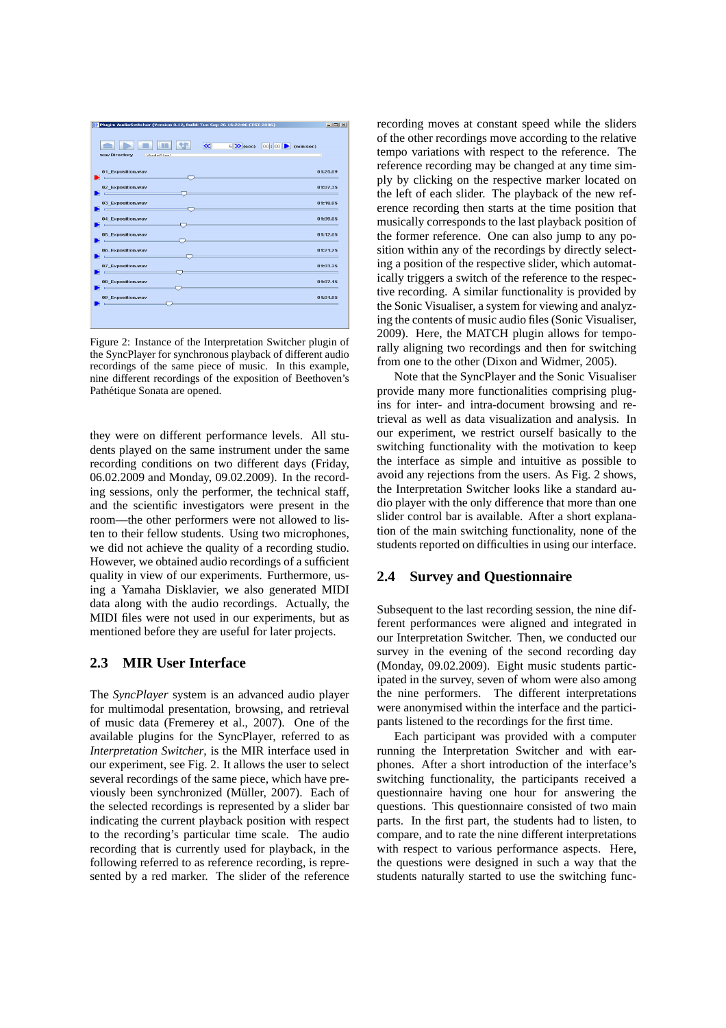Figure 2: Instance of the Interpretation Switcher plugin of the SyncPlayer for synchronous playback of different audio recordings of the same piece of music. In this example, nine different recordings of the exposition of Beethoven's Pathétique Sonata are opened.

they were on different performance levels. All students played on the same instrument under the same recording conditions on two different days (Friday, 06.02.2009 and Monday, 09.02.2009). In the recording sessions, only the performer, the technical staff, and the scientific investigators were present in the room—the other performers were not allowed to listen to their fellow students. Using two microphones, we did not achieve the quality of a recording studio. However, we obtained audio recordings of a sufficient quality in view of our experiments. Furthermore, using a Yamaha Disklavier, we also generated MIDI data along with the audio recordings. Actually, the MIDI files were not used in our experiments, but as mentioned before they are useful for later projects.

## 2.3 MIR User Interface

The *SyncPlayer* system is an advanced audio player for multimodal presentation, browsing, and retrieval of music data (Fremerey et al., 2007). One of the available plugins for the SyncPlayer, referred to as *Interpretation Switcher*, is the MIR interface used in our experiment, see Fig. 2. It allows the user to select several recordings of the same piece, which have previously been synchronized (Müller, 2007). Each of the selected recordings is represented by a slider bar indicating the current playback position with respect to the recording's particular time scale. The audio recording that is currently used for playback, in the following referred to as reference recording, is represented by a red marker. The slider of the reference recording moves at constant speed while the sliders of the other recordings move according to the relative tempo variations with respect to the reference. The reference recording may be changed at any time simply by clicking on the respective marker located on the left of each slider. The playback of the new reference recording then starts at the time position that musically corresponds to the last playback position of the former reference. One can also jump to any position within any of the recordings by directly selecting a position of the respective slider, which automatically triggers a switch of the reference to the respective recording. A similar functionality is provided by the Sonic Visualiser, a system for viewing and analyzing the contents of music audio files (Sonic Visualiser, 2009). Here, the MATCH plugin allows for temporally aligning two recordings and then for switching from one to the other (Dixon and Widmer, 2005).

Note that the SyncPlayer and the Sonic Visualiser provide many more functionalities comprising plugins for inter- and intra-document browsing and retrieval as well as data visualization and analysis. In our experiment, we restrict ourself basically to the switching functionality with the motivation to keep the interface as simple and intuitive as possible to avoid any rejections from the users. As Fig. 2 shows, the Interpretation Switcher looks like a standard audio player with the only difference that more than one slider control bar is available. After a short explanation of the main switching functionality, none of the students reported on difficulties in using our interface.

## 2.4 Survey and Questionnaire

Subsequent to the last recording session, the nine different performances were aligned and integrated in our Interpretation Switcher. Then, we conducted our survey in the evening of the second recording day (Monday, 09.02.2009). Eight music students participated in the survey, seven of whom were also among the nine performers. The different interpretations were anonymised within the interface and the participants listened to the recordings for the first time.

Each participant was provided with a computer running the Interpretation Switcher and with earphones. After a short introduction of the interface's switching functionality, the participants received a questionnaire having one hour for answering the questions. This questionnaire consisted of two main parts. In the first part, the students had to listen, to compare, and to rate the nine different interpretations with respect to various performance aspects. Here, the questions were designed in such a way that the students naturally started to use the switching func-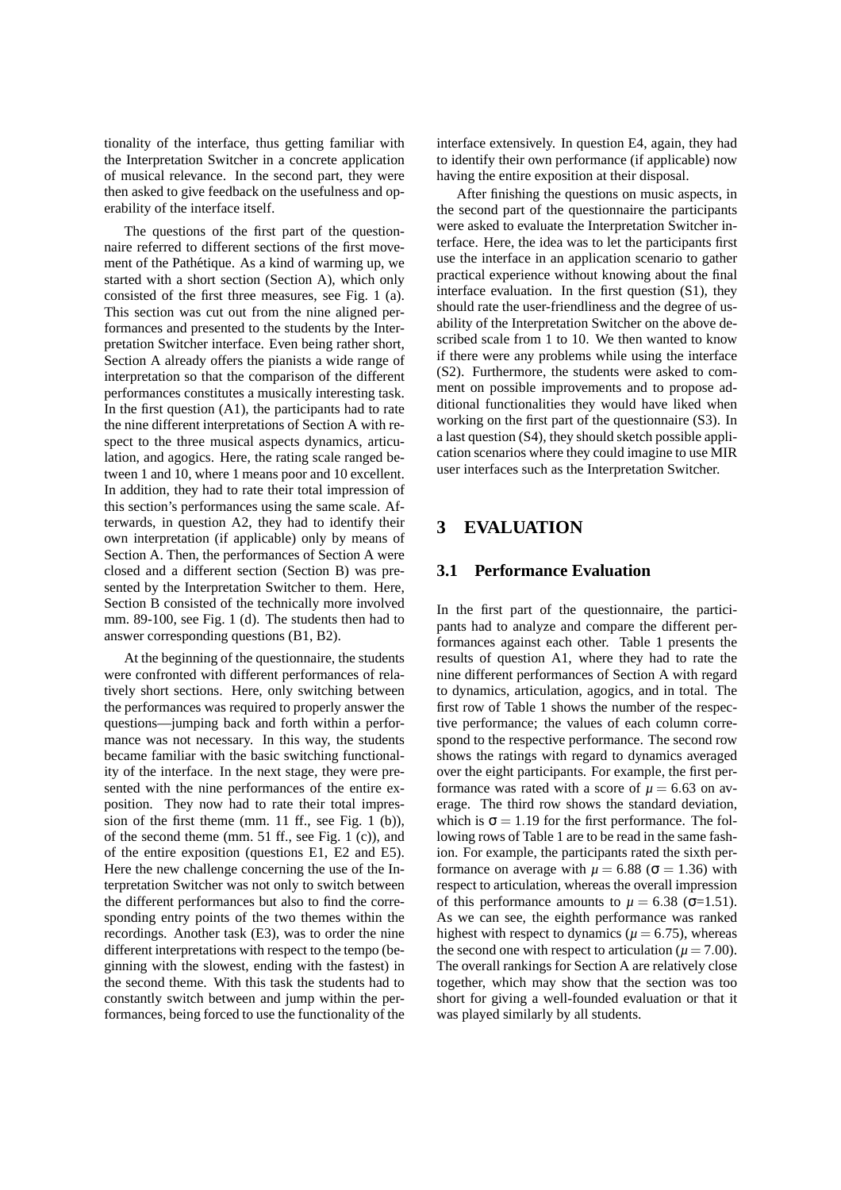tionality of the interface, thus getting familiar with the Interpretation Switcher in a concrete application of musical relevance. In the second part, they were then asked to give feedback on the usefulness and operability of the interface itself.

The questions of the first part of the questionnaire referred to different sections of the first movement of the Pathétique. As a kind of warming up, we started with a short section (Section A), which only consisted of the first three measures, see Fig. 1 (a). This section was cut out from the nine aligned performances and presented to the students by the Interpretation Switcher interface. Even being rather short, Section A already offers the pianists a wide range of interpretation so that the comparison of the different performances constitutes a musically interesting task. In the first question (A1), the participants had to rate the nine different interpretations of Section A with respect to the three musical aspects dynamics, articulation, and agogics. Here, the rating scale ranged between 1 and 10, where 1 means poor and 10 excellent. In addition, they had to rate their total impression of this section's performances using the same scale. Afterwards, in question A2, they had to identify their own interpretation (if applicable) only by means of Section A. Then, the performances of Section A were closed and a different section (Section B) was presented by the Interpretation Switcher to them. Here, Section B consisted of the technically more involved mm. 89-100, see Fig. 1 (d). The students then had to answer corresponding questions (B1, B2).

At the beginning of the questionnaire, the students were confronted with different performances of relatively short sections. Here, only switching between the performances was required to properly answer the questions—jumping back and forth within a performance was not necessary. In this way, the students became familiar with the basic switching functionality of the interface. In the next stage, they were presented with the nine performances of the entire exposition. They now had to rate their total impression of the first theme (mm. 11 ff., see Fig. 1 (b)), of the second theme (mm. 51 ff., see Fig. 1 (c)), and of the entire exposition (questions E1, E2 and E5). Here the new challenge concerning the use of the Interpretation Switcher was not only to switch between the different performances but also to find the corresponding entry points of the two themes within the recordings. Another task (E3), was to order the nine different interpretations with respect to the tempo (beginning with the slowest, ending with the fastest) in the second theme. With this task the students had to constantly switch between and jump within the performances, being forced to use the functionality of the interface extensively. In question E4, again, they had to identify their own performance (if applicable) now having the entire exposition at their disposal.

After finishing the questions on music aspects, in the second part of the questionnaire the participants were asked to evaluate the Interpretation Switcher interface. Here, the idea was to let the participants first use the interface in an application scenario to gather practical experience without knowing about the final interface evaluation. In the first question (S1), they should rate the user-friendliness and the degree of usability of the Interpretation Switcher on the above described scale from 1 to 10. We then wanted to know if there were any problems while using the interface (S2). Furthermore, the students were asked to comment on possible improvements and to propose additional functionalities they would have liked when working on the first part of the questionnaire (S3). In a last question (S4), they should sketch possible application scenarios where they could imagine to use MIR user interfaces such as the Interpretation Switcher.

# 3 EVALUATION

## 3.1 Performance Evaluation

In the first part of the questionnaire, the participants had to analyze and compare the different performances against each other. Table 1 presents the results of question A1, where they had to rate the nine different performances of Section A with regard to dynamics, articulation, agogics, and in total. The first row of Table 1 shows the number of the respective performance; the values of each column correspond to the respective performance. The second row shows the ratings with regard to dynamics averaged over the eight participants. For example, the first performance was rated with a score of $\mu = 6.63$ on average. The third row shows the standard deviation, which is $\sigma = 1.19$ for the first performance. The following rows of Table 1 are to be read in the same fashion. For example, the participants rated the sixth performance on average with $\mu = 6.88$ ($\sigma = 1.36$) with respect to articulation, whereas the overall impression of this performance amounts to $\mu = 6.38$ ($\sigma$=1.51). As we can see, the eighth performance was ranked highest with respect to dynamics ($\mu = 6.75$), whereas the second one with respect to articulation ($\mu = 7.00$). The overall rankings for Section A are relatively close together, which may show that the section was too short for giving a well-founded evaluation or that it was played similarly by all students.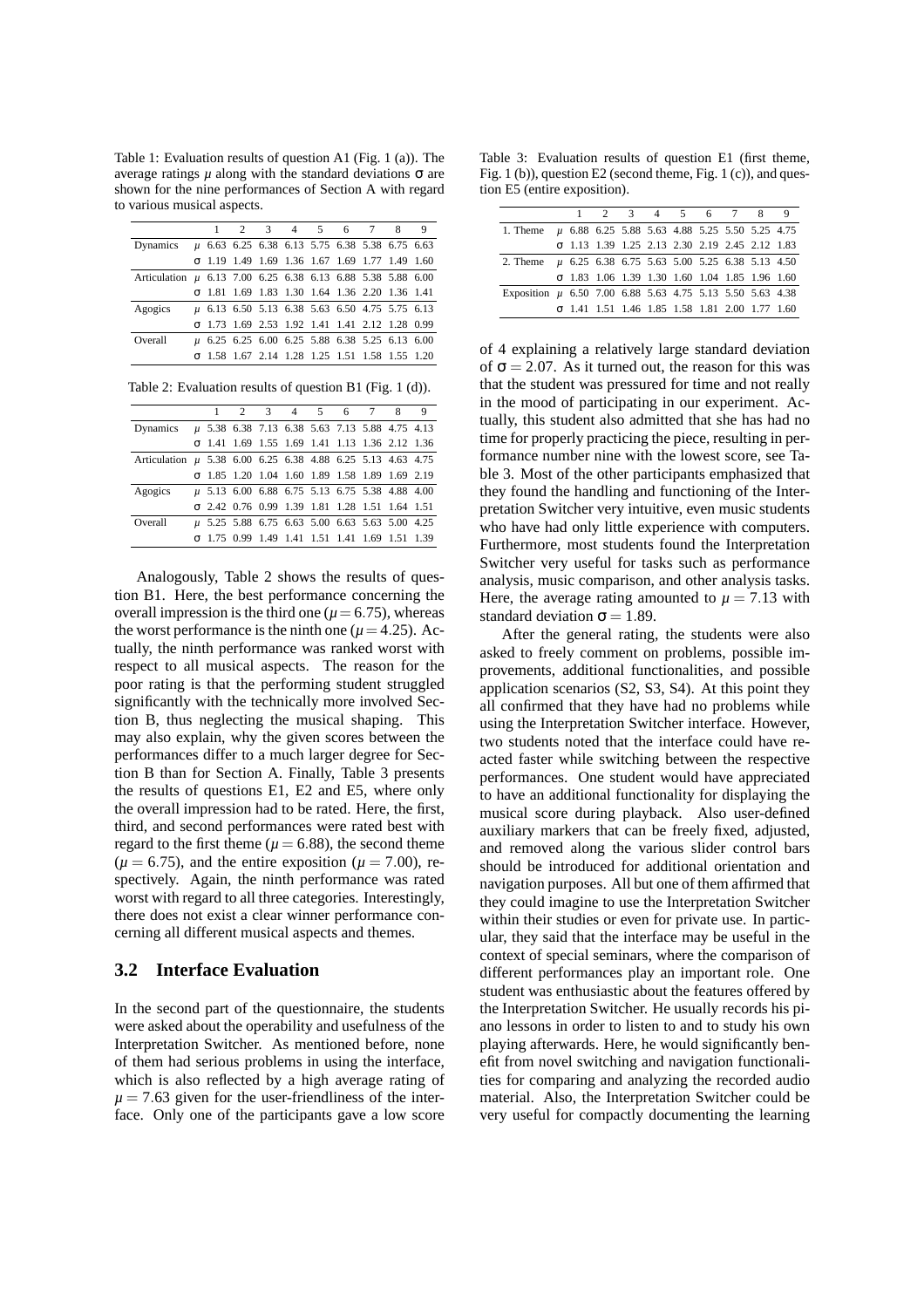Table 1: Evaluation results of question A1 (Fig. 1 (a)). The average ratings $\mu$ along with the standard deviations $\sigma$ are shown for the nine performances of Section A with regard to various musical aspects.

| | | 1 | 2 | 3 | 4 | 5 | 6 | 7 | 8 | 9 |
|---|---|---|---|---|---|---|---|---|---|---|
| Dynamics | $\mu$ | 6.63 | 6.25 | 6.38 | 6.13 | 5.75 | 6.38 | 5.38 | 6.75 | 6.63 |
| | $\sigma$ | 1.19 | 1.49 | 1.69 | 1.36 | 1.67 | 1.69 | 1.77 | 1.49 | 1.60 |
| Articulation | $\mu$ | 6.13 | 7.00 | 6.25 | 6.38 | 6.13 | 6.88 | 5.38 | 5.88 | 6.00 |
| | $\sigma$ | 1.81 | 1.69 | 1.83 | 1.30 | 1.64 | 1.36 | 2.20 | 1.36 | 1.41 |
| Agogics | $\mu$ | 6.13 | 6.50 | 5.13 | 6.38 | 5.63 | 6.50 | 4.75 | 5.75 | 6.13 |
| | $\sigma$ | 1.73 | 1.69 | 2.53 | 1.92 | 1.41 | 1.41 | 2.12 | 1.28 | 0.99 |
| Overall | $\mu$ | 6.25 | 6.25 | 6.00 | 6.25 | 5.88 | 6.38 | 5.25 | 6.13 | 6.00 |
| | $\sigma$ | 1.58 | 1.67 | 2.14 | 1.28 | 1.25 | 1.51 | 1.58 | 1.55 | 1.20 |

Table 2: Evaluation results of question B1 (Fig. 1 (d)).

| | | 1 | 2 | 3 | 4 | 5 | 6 | 7 | 8 | 9 |
|---|---|---|---|---|---|---|---|---|---|---|
| Dynamics | $\mu$ | 5.38 | 6.38 | 7.13 | 6.38 | 5.63 | 7.13 | 5.88 | 4.75 | 4.13 |
| | $\sigma$ | 1.41 | 1.69 | 1.55 | 1.69 | 1.41 | 1.13 | 1.36 | 2.12 | 1.36 |
| Articulation | $\mu$ | 5.38 | 6.00 | 6.25 | 6.38 | 4.88 | 6.25 | 5.13 | 4.63 | 4.75 |
| | $\sigma$ | 1.85 | 1.20 | 1.04 | 1.60 | 1.89 | 1.58 | 1.89 | 1.69 | 2.19 |
| Agogics | $\mu$ | 5.13 | 6.00 | 6.88 | 6.75 | 6.13 | 6.75 | 5.38 | 4.88 | 4.00 |
| | $\sigma$ | 2.42 | 0.76 | 0.99 | 1.39 | 1.81 | 1.28 | 1.51 | 1.64 | 1.51 |
| Overall | $\mu$ | 5.25 | 5.88 | 6.75 | 6.63 | 5.00 | 6.63 | 5.63 | 5.00 | 4.25 |
| | $\sigma$ | 1.75 | 0.99 | 1.49 | 1.41 | 1.51 | 1.41 | 1.69 | 1.51 | 1.39 |

Analogously, Table 2 shows the results of question B1. Here, the best performance concerning the overall impression is the third one ($\mu = 6.75$), whereas the worst performance is the ninth one ($\mu = 4.25$). Actually, the ninth performance was ranked worst with respect to all musical aspects. The reason for the poor rating is that the performing student struggled significantly with the technically more involved Section B, thus neglecting the musical shaping. This may also explain, why the given scores between the performances differ to a much larger degree for Section B than for Section A. Finally, Table 3 presents the results of questions E1, E2 and E5, where only the overall impression had to be rated. Here, the first, third, and second performances were rated best with regard to the first theme ($\mu = 6.88$), the second theme ($\mu = 6.75$), and the entire exposition ($\mu = 7.00$), respectively. Again, the ninth performance was rated worst with regard to all three categories. Interestingly, there does not exist a clear winner performance concerning all different musical aspects and themes.

## 3.2 Interface Evaluation

In the second part of the questionnaire, the students were asked about the operability and usefulness of the Interpretation Switcher. As mentioned before, none of them had serious problems in using the interface, which is also reflected by a high average rating of $\mu = 7.63$ given for the user-friendliness of the interface. Only one of the participants gave a low score

Table 3: Evaluation results of question E1 (first theme, Fig. 1 (b)), question E2 (second theme, Fig. 1 (c)), and question E5 (entire exposition).

| | | 1 | 2 | 3 | 4 | 5 | 6 | 7 | 8 | 9 |
|---|---|---|---|---|---|---|---|---|---|---|
| 1. Theme | $\mu$ | 6.88 | 6.25 | 5.88 | 5.63 | 4.88 | 5.25 | 5.50 | 5.25 | 4.75 |
| | $\sigma$ | 1.13 | 1.39 | 1.25 | 2.13 | 2.30 | 2.19 | 2.45 | 2.12 | 1.83 |
| 2. Theme | $\mu$ | 6.25 | 6.38 | 6.75 | 5.63 | 5.00 | 5.25 | 6.38 | 5.13 | 4.50 |
| | $\sigma$ | 1.83 | 1.06 | 1.39 | 1.30 | 1.60 | 1.04 | 1.85 | 1.96 | 1.60 |
| Exposition | $\mu$ | 6.50 | 7.00 | 6.88 | 5.63 | 4.75 | 5.13 | 5.50 | 5.63 | 4.38 |
| | $\sigma$ | 1.41 | 1.51 | 1.46 | 1.85 | 1.58 | 1.81 | 2.00 | 1.77 | 1.60 |

of 4 explaining a relatively large standard deviation of $\sigma = 2.07$. As it turned out, the reason for this was that the student was pressured for time and not really in the mood of participating in our experiment. Actually, this student also admitted that she has had no time for properly practicing the piece, resulting in performance number nine with the lowest score, see Table 3. Most of the other participants emphasized that they found the handling and functioning of the Interpretation Switcher very intuitive, even music students who have had only little experience with computers. Furthermore, most students found the Interpretation Switcher very useful for tasks such as performance analysis, music comparison, and other analysis tasks. Here, the average rating amounted to $\mu = 7.13$ with standard deviation $\sigma = 1.89$.

After the general rating, the students were also asked to freely comment on problems, possible improvements, additional functionalities, and possible application scenarios (S2, S3, S4). At this point they all confirmed that they have had no problems while using the Interpretation Switcher interface. However, two students noted that the interface could have reacted faster while switching between the respective performances. One student would have appreciated to have an additional functionality for displaying the musical score during playback. Also user-defined auxiliary markers that can be freely fixed, adjusted, and removed along the various slider control bars should be introduced for additional orientation and navigation purposes. All but one of them affirmed that they could imagine to use the Interpretation Switcher within their studies or even for private use. In particular, they said that the interface may be useful in the context of special seminars, where the comparison of different performances play an important role. One student was enthusiastic about the features offered by the Interpretation Switcher. He usually records his piano lessons in order to listen to and to study his own playing afterwards. Here, he would significantly benefit from novel switching and navigation functionalities for comparing and analyzing the recorded audio material. Also, the Interpretation Switcher could be very useful for compactly documenting the learning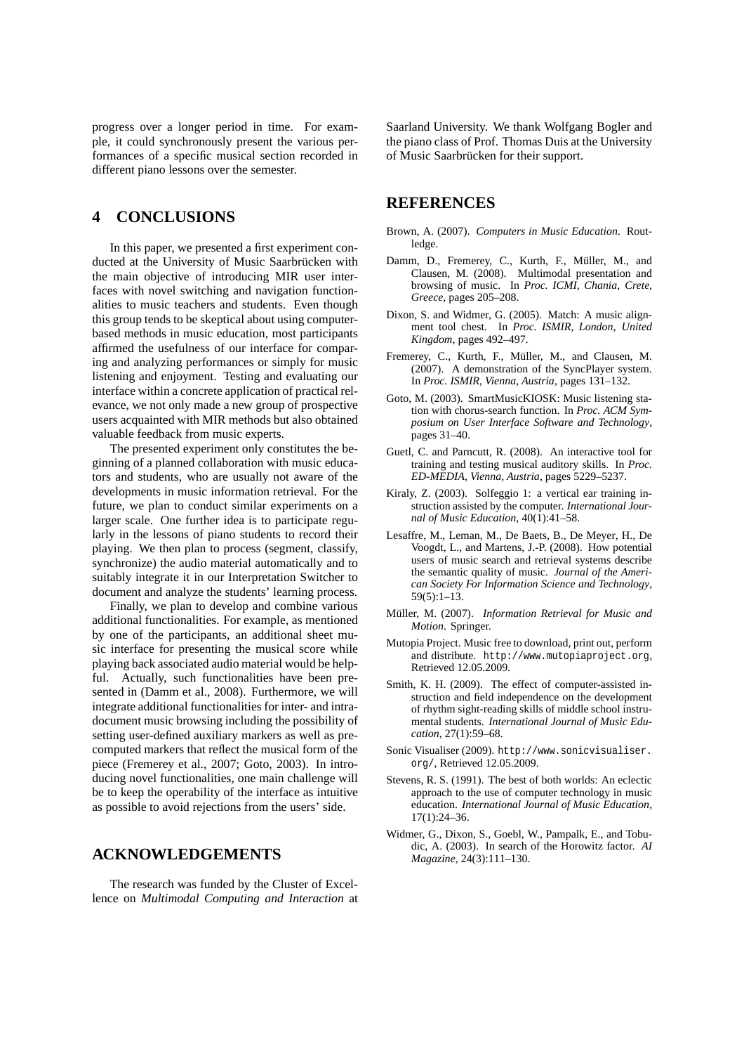progress over a longer period in time. For example, it could synchronously present the various performances of a specific musical section recorded in different piano lessons over the semester.

# 4 CONCLUSIONS

In this paper, we presented a first experiment conducted at the University of Music Saarbrücken with the main objective of introducing MIR user interfaces with novel switching and navigation functionalities to music teachers and students. Even though this group tends to be skeptical about using computer-based methods in music education, most participants affirmed the usefulness of our interface for comparing and analyzing performances or simply for music listening and enjoyment. Testing and evaluating our interface within a concrete application of practical relevance, we not only made a new group of prospective users acquainted with MIR methods but also obtained valuable feedback from music experts.

The presented experiment only constitutes the beginning of a planned collaboration with music educators and students, who are usually not aware of the developments in music information retrieval. For the future, we plan to conduct similar experiments on a larger scale. One further idea is to participate regularly in the lessons of piano students to record their playing. We then plan to process (segment, classify, synchronize) the audio material automatically and to suitably integrate it in our Interpretation Switcher to document and analyze the students' learning process.

Finally, we plan to develop and combine various additional functionalities. For example, as mentioned by one of the participants, an additional sheet music interface for presenting the musical score while playing back associated audio material would be helpful. Actually, such functionalities have been presented in (Damm et al., 2008). Furthermore, we will integrate additional functionalities for inter- and intra-document music browsing including the possibility of setting user-defined auxiliary markers as well as precomputed markers that reflect the musical form of the piece (Fremerey et al., 2007; Goto, 2003). In introducing novel functionalities, one main challenge will be to keep the operability of the interface as intuitive as possible to avoid rejections from the users' side.

# ACKNOWLEDGEMENTS

The research was funded by the Cluster of Excellence on *Multimodal Computing and Interaction* at Saarland University. We thank Wolfgang Bogler and the piano class of Prof. Thomas Duis at the University of Music Saarbrücken for their support.

# REFERENCES

Brown, A. (2007). *Computers in Music Education*. Routledge.

Damm, D., Fremerey, C., Kurth, F., Müller, M., and Clausen, M. (2008). Multimodal presentation and browsing of music. In *Proc. ICMI, Chania, Crete, Greece*, pages 205–208.

Dixon, S. and Widmer, G. (2005). Match: A music alignment tool chest. In *Proc. ISMIR, London, United Kingdom*, pages 492–497.

Fremerey, C., Kurth, F., Müller, M., and Clausen, M. (2007). A demonstration of the SyncPlayer system. In *Proc. ISMIR, Vienna, Austria*, pages 131–132.

Goto, M. (2003). SmartMusicKIOSK: Music listening station with chorus-search function. In *Proc. ACM Symposium on User Interface Software and Technology*, pages 31–40.

Guetl, C. and Parncutt, R. (2008). An interactive tool for training and testing musical auditory skills. In *Proc. ED-MEDIA, Vienna, Austria*, pages 5229–5237.

Kiraly, Z. (2003). Solfeggio 1: a vertical ear training instruction assisted by the computer. *International Journal of Music Education*, 40(1):41–58.

Lesaffre, M., Leman, M., De Baets, B., De Meyer, H., De Voogdt, L., and Martens, J.-P. (2008). How potential users of music search and retrieval systems describe the semantic quality of music. *Journal of the American Society For Information Science and Technology*, 59(5):1–13.

Müller, M. (2007). *Information Retrieval for Music and Motion*. Springer.

Mutopia Project. Music free to download, print out, perform and distribute. http://www.mutopiaproject.org, Retrieved 12.05.2009.

Smith, K. H. (2009). The effect of computer-assisted instruction and field independence on the development of rhythm sight-reading skills of middle school instrumental students. *International Journal of Music Education*, 27(1):59–68.

Sonic Visualiser (2009). http://www.sonicvisualiser.org/, Retrieved 12.05.2009.

Stevens, R. S. (1991). The best of both worlds: An eclectic approach to the use of computer technology in music education. *International Journal of Music Education*, 17(1):24–36.

Widmer, G., Dixon, S., Goebl, W., Pampalk, E., and Tobudic, A. (2003). In search of the Horowitz factor. *AI Magazine*, 24(3):111–130.